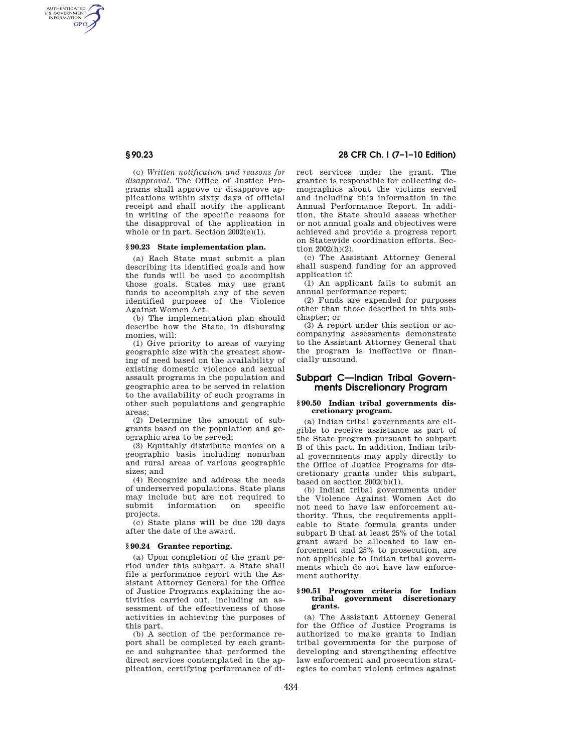(c) *Written notification and reasons for disapproval.* The Office of Justice Programs shall approve or disapprove applications within sixty days of official receipt and shall notify the applicant in writing of the specific reasons for the disapproval of the application in whole or in part. Section 2002(e)(1).

### § 90.23 State implementation plan.

(a) Each State must submit a plan describing its identified goals and how the funds will be used to accomplish those goals. States may use grant funds to accomplish any of the seven identified purposes of the Violence Against Women Act.

(b) The implementation plan should describe how the State, in disbursing monies, will:

(1) Give priority to areas of varying geographic size with the greatest showing of need based on the availability of existing domestic violence and sexual assault programs in the population and geographic area to be served in relation to the availability of such programs in other such populations and geographic areas;

(2) Determine the amount of subgrants based on the population and geographic area to be served;

(3) Equitably distribute monies on a geographic basis including nonurban and rural areas of various geographic sizes; and

(4) Recognize and address the needs of underserved populations. State plans may include but are not required to submit information on specific projects.

(c) State plans will be due 120 days after the date of the award.

### § 90.24 Grantee reporting.

(a) Upon completion of the grant period under this subpart, a State shall file a performance report with the Assistant Attorney General for the Office of Justice Programs explaining the activities carried out, including an assessment of the effectiveness of those activities in achieving the purposes of this part.

(b) A section of the performance report shall be completed by each grantee and subgrantee that performed the direct services contemplated in the application, certifying performance of direct services under the grant. The grantee is responsible for collecting demographics about the victims served and including this information in the Annual Performance Report. In addition, the State should assess whether or not annual goals and objectives were achieved and provide a progress report on Statewide coordination efforts. Section 2002(h)(2).

(c) The Assistant Attorney General shall suspend funding for an approved application if:

(1) An applicant fails to submit an annual performance report;

(2) Funds are expended for purposes other than those described in this subchapter; or

(3) A report under this section or accompanying assessments demonstrate to the Assistant Attorney General that the program is ineffective or financially unsound.

## Subpart C—Indian Tribal Governments Discretionary Program

### § 90.50 Indian tribal governments discretionary program.

(a) Indian tribal governments are eligible to receive assistance as part of the State program pursuant to subpart B of this part. In addition, Indian tribal governments may apply directly to the Office of Justice Programs for discretionary grants under this subpart, based on section 2002(b)(1).

(b) Indian tribal governments under the Violence Against Women Act do not need to have law enforcement authority. Thus, the requirements applicable to State formula grants under subpart B that at least 25% of the total grant award be allocated to law enforcement and 25% to prosecution, are not applicable to Indian tribal governments which do not have law enforcement authority.

### § 90.51 Program criteria for Indian tribal government discretionary grants.

(a) The Assistant Attorney General for the Office of Justice Programs is authorized to make grants to Indian tribal governments for the purpose of developing and strengthening effective law enforcement and prosecution strategies to combat violent crimes against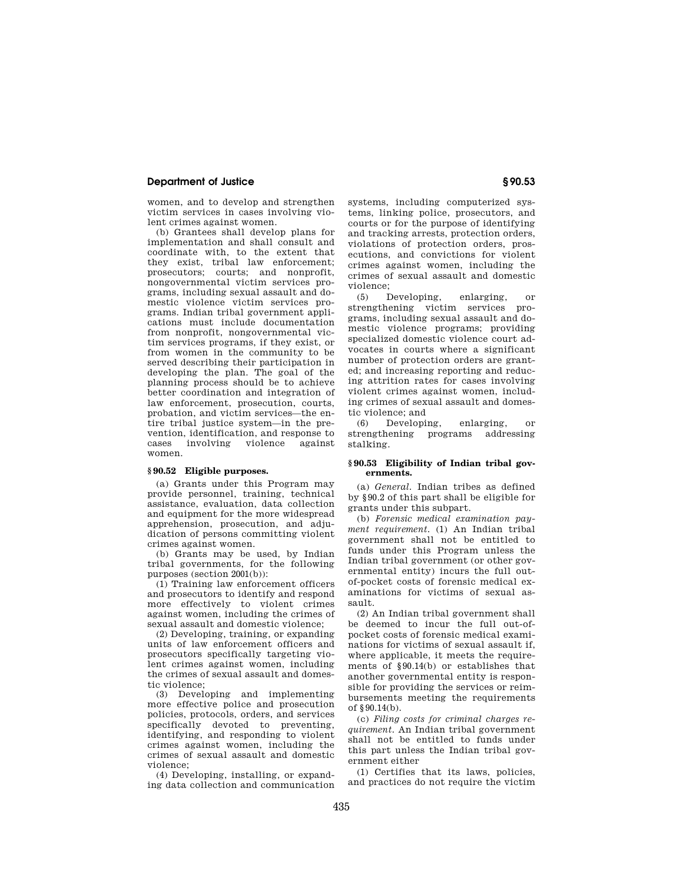women, and to develop and strengthen victim services in cases involving violent crimes against women.

(b) Grantees shall develop plans for implementation and shall consult and coordinate with, to the extent that they exist, tribal law enforcement; prosecutors; courts; and nonprofit, nongovernmental victim services programs, including sexual assault and domestic violence victim services programs. Indian tribal government applications must include documentation from nonprofit, nongovernmental victim services programs, if they exist, or from women in the community to be served describing their participation in developing the plan. The goal of the planning process should be to achieve better coordination and integration of law enforcement, prosecution, courts, probation, and victim services—the entire tribal justice system—in the prevention, identification, and response to cases involving violence against women.

## § 90.52 Eligible purposes.

(a) Grants under this Program may provide personnel, training, technical assistance, evaluation, data collection and equipment for the more widespread apprehension, prosecution, and adjudication of persons committing violent crimes against women.

(b) Grants may be used, by Indian tribal governments, for the following purposes (section 2001(b)):

(1) Training law enforcement officers and prosecutors to identify and respond more effectively to violent crimes against women, including the crimes of sexual assault and domestic violence;

(2) Developing, training, or expanding units of law enforcement officers and prosecutors specifically targeting violent crimes against women, including the crimes of sexual assault and domestic violence;

(3) Developing and implementing more effective police and prosecution policies, protocols, orders, and services specifically devoted to preventing, identifying, and responding to violent crimes against women, including the crimes of sexual assault and domestic violence;

(4) Developing, installing, or expanding data collection and communication systems, including computerized systems, linking police, prosecutors, and courts or for the purpose of identifying and tracking arrests, protection orders, violations of protection orders, prosecutions, and convictions for violent crimes against women, including the crimes of sexual assault and domestic violence;

(5) Developing, enlarging, or strengthening victim services programs, including sexual assault and domestic violence programs; providing specialized domestic violence court advocates in courts where a significant number of protection orders are granted; and increasing reporting and reducing attrition rates for cases involving violent crimes against women, including crimes of sexual assault and domestic violence; and

(6) Developing, enlarging, or strengthening programs addressing stalking.

## § 90.53 Eligibility of Indian tribal governments.

(a) *General.* Indian tribes as defined by § 90.2 of this part shall be eligible for grants under this subpart.

(b) *Forensic medical examination payment requirement.* (1) An Indian tribal government shall not be entitled to funds under this Program unless the Indian tribal government (or other governmental entity) incurs the full out-of-pocket costs of forensic medical examinations for victims of sexual assault.

(2) An Indian tribal government shall be deemed to incur the full out-of-pocket costs of forensic medical examinations for victims of sexual assault if, where applicable, it meets the requirements of § 90.14(b) or establishes that another governmental entity is responsible for providing the services or reimbursements meeting the requirements of § 90.14(b).

(c) *Filing costs for criminal charges requirement.* An Indian tribal government shall not be entitled to funds under this part unless the Indian tribal government either

(1) Certifies that its laws, policies, and practices do not require the victim